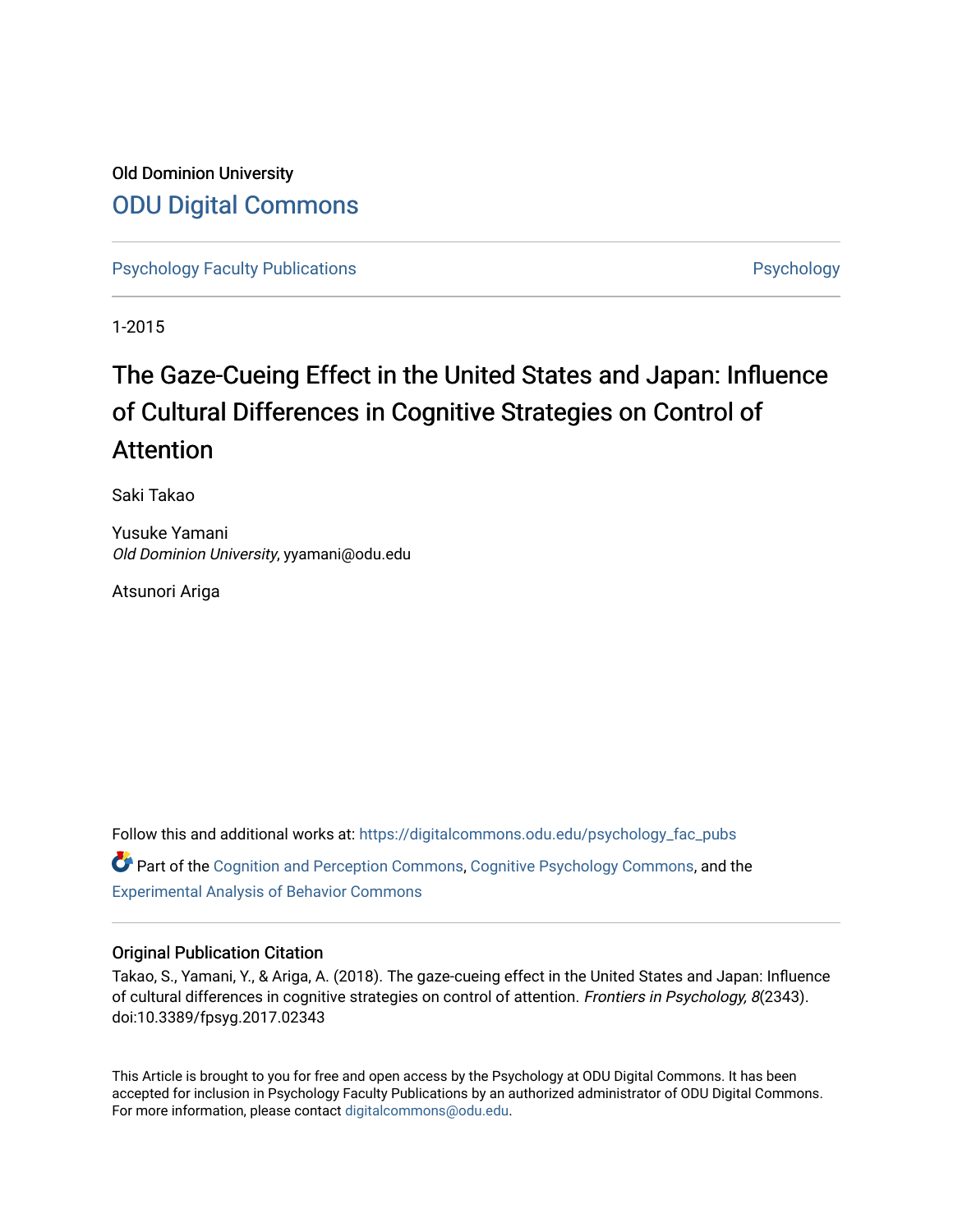Old Dominion University

# ODU Digital Commons

Psychology Faculty Publications

Psychology

1-2015

# The Gaze-Cueing Effect in the United States and Japan: Influence of Cultural Differences in Cognitive Strategies on Control of Attention

Saki Takao

Yusuke Yamani
*Old Dominion University*, yyamani@odu.edu

Atsunori Ariga

Follow this and additional works at: https://digitalcommons.odu.edu/psychology_fac_pubs

Part of the Cognition and Perception Commons, Cognitive Psychology Commons, and the Experimental Analysis of Behavior Commons

## Original Publication Citation

Takao, S., Yamani, Y., & Ariga, A. (2018). The gaze-cueing effect in the United States and Japan: Influence of cultural differences in cognitive strategies on control of attention. *Frontiers in Psychology, 8*(2343). doi:10.3389/fpsyg.2017.02343

This Article is brought to you for free and open access by the Psychology at ODU Digital Commons. It has been accepted for inclusion in Psychology Faculty Publications by an authorized administrator of ODU Digital Commons. For more information, please contact digitalcommons@odu.edu.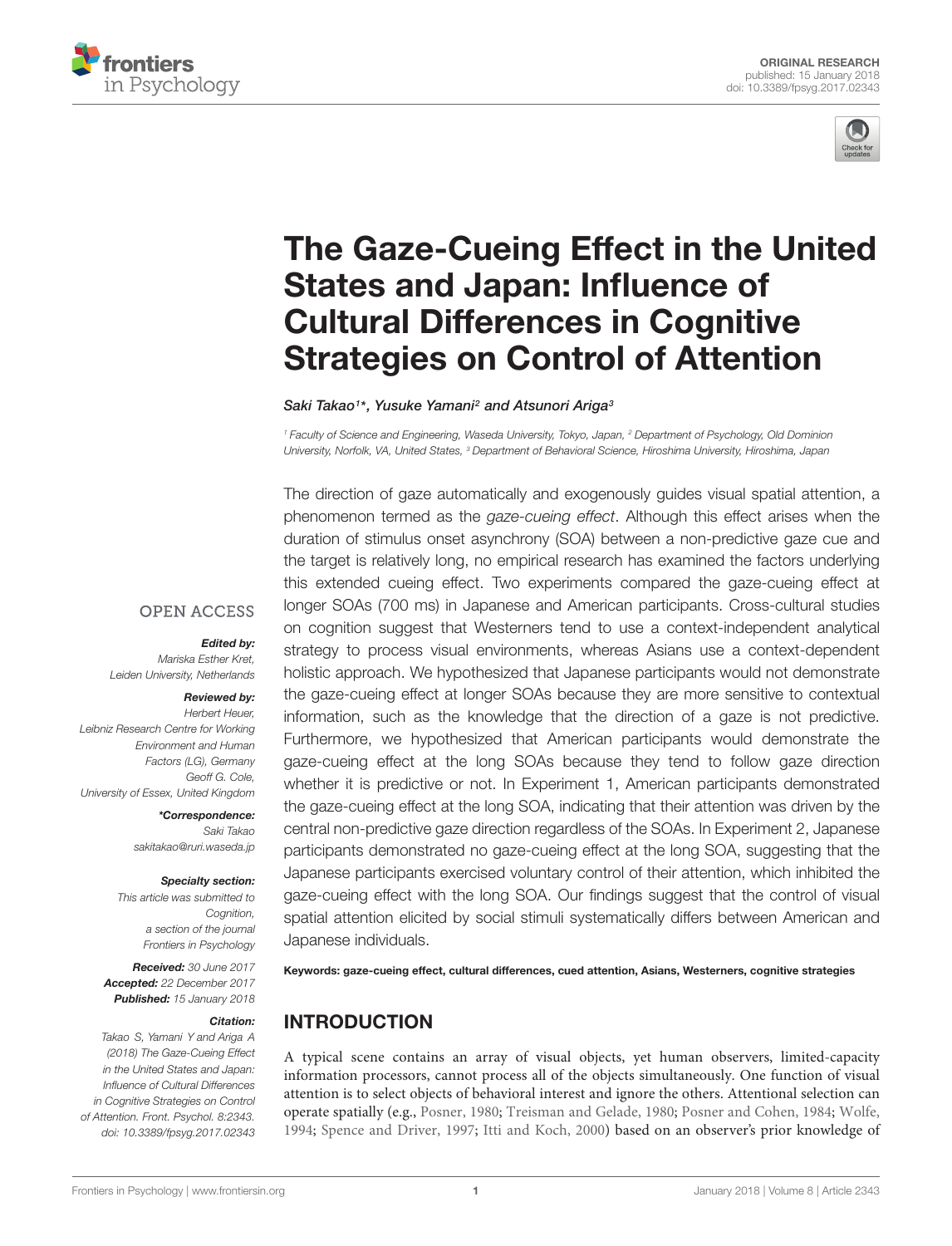# The Gaze-Cueing Effect in the United States and Japan: Influence of Cultural Differences in Cognitive Strategies on Control of Attention

*Saki Takao[1]\*, Yusuke Yamani[2] and Atsunori Ariga[3]*

[1] Faculty of Science and Engineering, Waseda University, Tokyo, Japan, [2] Department of Psychology, Old Dominion University, Norfolk, VA, United States, [3] Department of Behavioral Science, Hiroshima University, Hiroshima, Japan

OPEN ACCESS

***Edited by:***
*Mariska Esther Kret,*
*Leiden University, Netherlands*

***Reviewed by:***
*Herbert Heuer,*
*Leibniz Research Centre for Working Environment and Human Factors (LG), Germany*
*Geoff G. Cole,*
*University of Essex, United Kingdom*

***\*Correspondence:***
*Saki Takao*
*sakitakao@ruri.waseda.jp*

***Specialty section:***
*This article was submitted to Cognition, a section of the journal Frontiers in Psychology*

***Received:*** *30 June 2017*
***Accepted:*** *22 December 2017*
***Published:*** *15 January 2018*

***Citation:***
*Takao S, Yamani Y and Ariga A (2018) The Gaze-Cueing Effect in the United States and Japan: Influence of Cultural Differences in Cognitive Strategies on Control of Attention. Front. Psychol. 8:2343. doi: 10.3389/fpsyg.2017.02343*

The direction of gaze automatically and exogenously guides visual spatial attention, a phenomenon termed as the *gaze-cueing effect*. Although this effect arises when the duration of stimulus onset asynchrony (SOA) between a non-predictive gaze cue and the target is relatively long, no empirical research has examined the factors underlying this extended cueing effect. Two experiments compared the gaze-cueing effect at longer SOAs (700 ms) in Japanese and American participants. Cross-cultural studies on cognition suggest that Westerners tend to use a context-independent analytical strategy to process visual environments, whereas Asians use a context-dependent holistic approach. We hypothesized that Japanese participants would not demonstrate the gaze-cueing effect at longer SOAs because they are more sensitive to contextual information, such as the knowledge that the direction of a gaze is not predictive. Furthermore, we hypothesized that American participants would demonstrate the gaze-cueing effect at the long SOAs because they tend to follow gaze direction whether it is predictive or not. In Experiment 1, American participants demonstrated the gaze-cueing effect at the long SOA, indicating that their attention was driven by the central non-predictive gaze direction regardless of the SOAs. In Experiment 2, Japanese participants demonstrated no gaze-cueing effect at the long SOA, suggesting that the Japanese participants exercised voluntary control of their attention, which inhibited the gaze-cueing effect with the long SOA. Our findings suggest that the control of visual spatial attention elicited by social stimuli systematically differs between American and Japanese individuals.

**Keywords: gaze-cueing effect, cultural differences, cued attention, Asians, Westerners, cognitive strategies**

## INTRODUCTION

A typical scene contains an array of visual objects, yet human observers, limited-capacity information processors, cannot process all of the objects simultaneously. One function of visual attention is to select objects of behavioral interest and ignore the others. Attentional selection can operate spatially (e.g., Posner, 1980; Treisman and Gelade, 1980; Posner and Cohen, 1984; Wolfe, 1994; Spence and Driver, 1997; Itti and Koch, 2000) based on an observer's prior knowledge of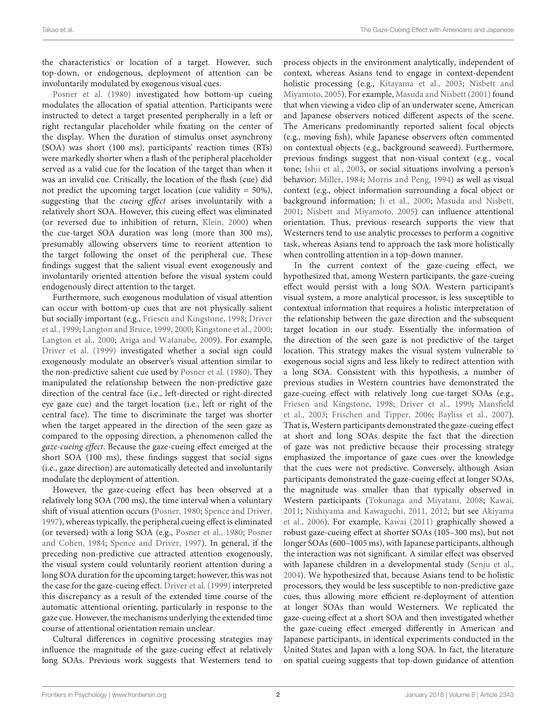the characteristics or location of a target. However, such top-down, or endogenous, deployment of attention can be involuntarily modulated by exogenous visual cues.

Posner et al. (1980) investigated how bottom-up cueing modulates the allocation of spatial attention. Participants were instructed to detect a target presented peripherally in a left or right rectangular placeholder while fixating on the center of the display. When the duration of stimulus onset asynchrony (SOA) was short (100 ms), participants' reaction times (RTs) were markedly shorter when a flash of the peripheral placeholder served as a valid cue for the location of the target than when it was an invalid cue. Critically, the location of the flash (cue) did not predict the upcoming target location (cue validity = 50%), suggesting that the *cueing effect* arises involuntarily with a relatively short SOA. However, this cueing effect was eliminated (or reversed due to inhibition of return, Klein, 2000) when the cue-target SOA duration was long (more than 300 ms), presumably allowing observers time to reorient attention to the target following the onset of the peripheral cue. These findings suggest that the salient visual event exogenously and involuntarily oriented attention before the visual system could endogenously direct attention to the target.

Furthermore, such exogenous modulation of visual attention can occur with bottom-up cues that are not physically salient but socially important (e.g., Friesen and Kingstone, 1998; Driver et al., 1999; Langton and Bruce, 1999, 2000; Kingstone et al., 2000; Langton et al., 2000; Ariga and Watanabe, 2009). For example, Driver et al. (1999) investigated whether a social sign could exogenously modulate an observer's visual attention similar to the non-predictive salient cue used by Posner et al. (1980). They manipulated the relationship between the non-predictive gaze direction of the central face (i.e., left-directed or right-directed eye gaze cue) and the target location (i.e., left or right of the central face). The time to discriminate the target was shorter when the target appeared in the direction of the seen gaze as compared to the opposing direction, a phenomenon called the *gaze-cueing effect*. Because the gaze-cueing effect emerged at the short SOA (100 ms), these findings suggest that social signs (i.e., gaze direction) are automatically detected and involuntarily modulate the deployment of attention.

However, the gaze-cueing effect has been observed at a relatively long SOA (700 ms), the time interval when a voluntary shift of visual attention occurs (Posner, 1980; Spence and Driver, 1997), whereas typically, the peripheral cueing effect is eliminated (or reversed) with a long SOA (e.g., Posner et al., 1980; Posner and Cohen, 1984; Spence and Driver, 1997). In general, if the preceding non-predictive cue attracted attention exogenously, the visual system could voluntarily reorient attention during a long SOA duration for the upcoming target; however, this was not the case for the gaze-cueing effect. Driver et al. (1999) interpreted this discrepancy as a result of the extended time course of the automatic attentional orienting, particularly in response to the gaze cue. However, the mechanisms underlying the extended time course of attentional orientation remain unclear.

Cultural differences in cognitive processing strategies may influence the magnitude of the gaze-cueing effect at relatively long SOAs. Previous work suggests that Westerners tend to process objects in the environment analytically, independent of context, whereas Asians tend to engage in context-dependent holistic processing (e.g., Kitayama et al., 2003; Nisbett and Miyamoto, 2005). For example, Masuda and Nisbett (2001) found that when viewing a video clip of an underwater scene, American and Japanese observers noticed different aspects of the scene. The Americans predominantly reported salient focal objects (e.g., moving fish), while Japanese observers often commented on contextual objects (e.g., background seaweed). Furthermore, previous findings suggest that non-visual context (e.g., vocal tone; Ishii et al., 2003, or social situations involving a person's behavior; Miller, 1984; Morris and Peng, 1994) as well as visual context (e.g., object information surrounding a focal object or background information; Ji et al., 2000; Masuda and Nisbett, 2001; Nisbett and Miyamoto, 2005) can influence attentional orientation. Thus, previous research supports the view that Westerners tend to use analytic processes to perform a cognitive task, whereas Asians tend to approach the task more holistically when controlling attention in a top-down manner.

In the current context of the gaze-cueing effect, we hypothesized that, among Western participants, the gaze-cueing effect would persist with a long SOA. Western participant's visual system, a more analytical processor, is less susceptible to contextual information that requires a holistic interpretation of the relationship between the gaze direction and the subsequent target location in our study. Essentially the information of the direction of the seen gaze is not predictive of the target location. This strategy makes the visual system vulnerable to exogenous social signs and less likely to redirect attention with a long SOA. Consistent with this hypothesis, a number of previous studies in Western countries have demonstrated the gaze-cueing effect with relatively long cue-target SOAs (e.g., Friesen and Kingstone, 1998; Driver et al., 1999; Mansfield et al., 2003; Frischen and Tipper, 2006; Bayliss et al., 2007). That is, Western participants demonstrated the gaze-cueing effect at short and long SOAs despite the fact that the direction of gaze was not predictive because their processing strategy emphasized the importance of gaze cues over the knowledge that the cues were not predictive. Conversely, although Asian participants demonstrated the gaze-cueing effect at longer SOAs, the magnitude was smaller than that typically observed in Western participants (Tokunaga and Miyatani, 2008; Kawai, 2011; Nishiyama and Kawaguchi, 2011, 2012; but see Akiyama et al., 2006). For example, Kawai (2011) graphically showed a robust gaze-cueing effect at shorter SOAs (105–300 ms), but not longer SOAs (600–1005 ms), with Japanese participants, although the interaction was not significant. A similar effect was observed with Japanese children in a developmental study (Senju et al., 2004). We hypothesized that, because Asians tend to be holistic processors, they would be less susceptible to non-predictive gaze cues, thus allowing more efficient re-deployment of attention at longer SOAs than would Westerners. We replicated the gaze-cueing effect at a short SOA and then investigated whether the gaze-cueing effect emerged differently in American and Japanese participants, in identical experiments conducted in the United States and Japan with a long SOA. In fact, the literature on spatial cueing suggests that top-down guidance of attention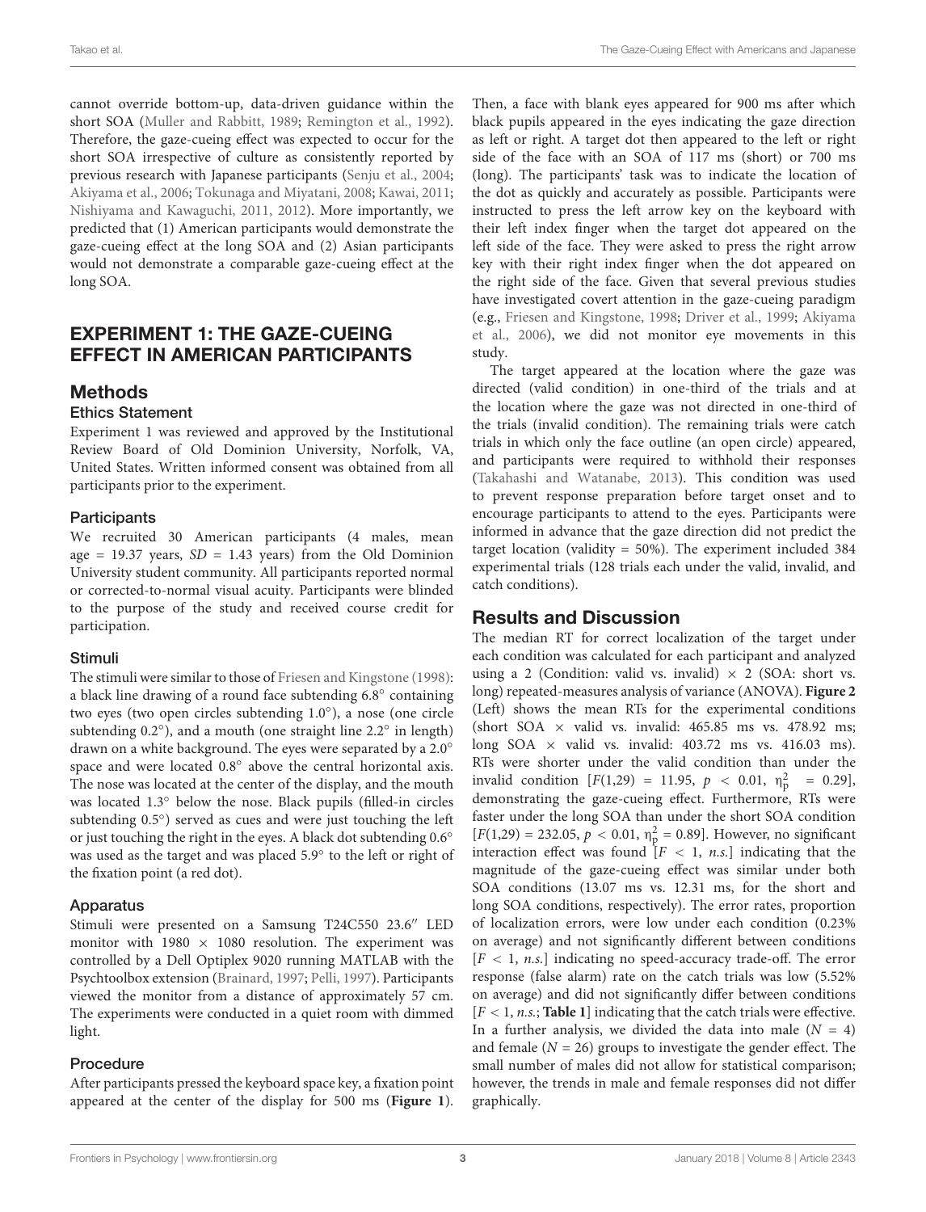cannot override bottom-up, data-driven guidance within the short SOA (Muller and Rabbitt, 1989; Remington et al., 1992). Therefore, the gaze-cueing effect was expected to occur for the short SOA irrespective of culture as consistently reported by previous research with Japanese participants (Senju et al., 2004; Akiyama et al., 2006; Tokunaga and Miyatani, 2008; Kawai, 2011; Nishiyama and Kawaguchi, 2011, 2012). More importantly, we predicted that (1) American participants would demonstrate the gaze-cueing effect at the long SOA and (2) Asian participants would not demonstrate a comparable gaze-cueing effect at the long SOA.

## EXPERIMENT 1: THE GAZE-CUEING EFFECT IN AMERICAN PARTICIPANTS

## Methods

### Ethics Statement

Experiment 1 was reviewed and approved by the Institutional Review Board of Old Dominion University, Norfolk, VA, United States. Written informed consent was obtained from all participants prior to the experiment.

### Participants

We recruited 30 American participants (4 males, mean age = 19.37 years, *SD* = 1.43 years) from the Old Dominion University student community. All participants reported normal or corrected-to-normal visual acuity. Participants were blinded to the purpose of the study and received course credit for participation.

### Stimuli

The stimuli were similar to those of Friesen and Kingstone (1998): a black line drawing of a round face subtending 6.8° containing two eyes (two open circles subtending 1.0°), a nose (one circle subtending 0.2°), and a mouth (one straight line 2.2° in length) drawn on a white background. The eyes were separated by a 2.0° space and were located 0.8° above the central horizontal axis. The nose was located at the center of the display, and the mouth was located 1.3° below the nose. Black pupils (filled-in circles subtending 0.5°) served as cues and were just touching the left or just touching the right in the eyes. A black dot subtending 0.6° was used as the target and was placed 5.9° to the left or right of the fixation point (a red dot).

### Apparatus

Stimuli were presented on a Samsung T24C550 23.6″ LED monitor with 1980 × 1080 resolution. The experiment was controlled by a Dell Optiplex 9020 running MATLAB with the Psychtoolbox extension (Brainard, 1997; Pelli, 1997). Participants viewed the monitor from a distance of approximately 57 cm. The experiments were conducted in a quiet room with dimmed light.

### Procedure

After participants pressed the keyboard space key, a fixation point appeared at the center of the display for 500 ms (**Figure 1**). Then, a face with blank eyes appeared for 900 ms after which black pupils appeared in the eyes indicating the gaze direction as left or right. A target dot then appeared to the left or right side of the face with an SOA of 117 ms (short) or 700 ms (long). The participants' task was to indicate the location of the dot as quickly and accurately as possible. Participants were instructed to press the left arrow key on the keyboard with their left index finger when the target dot appeared on the left side of the face. They were asked to press the right arrow key with their right index finger when the dot appeared on the right side of the face. Given that several previous studies have investigated covert attention in the gaze-cueing paradigm (e.g., Friesen and Kingstone, 1998; Driver et al., 1999; Akiyama et al., 2006), we did not monitor eye movements in this study.

The target appeared at the location where the gaze was directed (valid condition) in one-third of the trials and at the location where the gaze was not directed in one-third of the trials (invalid condition). The remaining trials were catch trials in which only the face outline (an open circle) appeared, and participants were required to withhold their responses (Takahashi and Watanabe, 2013). This condition was used to prevent response preparation before target onset and to encourage participants to attend to the eyes. Participants were informed in advance that the gaze direction did not predict the target location (validity = 50%). The experiment included 384 experimental trials (128 trials each under the valid, invalid, and catch conditions).

## Results and Discussion

The median RT for correct localization of the target under each condition was calculated for each participant and analyzed using a 2 (Condition: valid vs. invalid) × 2 (SOA: short vs. long) repeated-measures analysis of variance (ANOVA). **Figure 2** (Left) shows the mean RTs for the experimental conditions (short SOA × valid vs. invalid: 465.85 ms vs. 478.92 ms; long SOA × valid vs. invalid: 403.72 ms vs. 416.03 ms). RTs were shorter under the valid condition than under the invalid condition [$F(1,29) = 11.95$, $p < 0.01$, $\eta_p^2 = 0.29$], demonstrating the gaze-cueing effect. Furthermore, RTs were faster under the long SOA than under the short SOA condition [$F(1,29) = 232.05$, $p < 0.01$, $\eta_p^2 = 0.89$]. However, no significant interaction effect was found [$F < 1$, *n.s.*] indicating that the magnitude of the gaze-cueing effect was similar under both SOA conditions (13.07 ms vs. 12.31 ms, for the short and long SOA conditions, respectively). The error rates, proportion of localization errors, were low under each condition (0.23% on average) and not significantly different between conditions [$F < 1$, *n.s.*] indicating no speed-accuracy trade-off. The error response (false alarm) rate on the catch trials was low (5.52% on average) and did not significantly differ between conditions [$F < 1$, *n.s.*; **Table 1**] indicating that the catch trials were effective. In a further analysis, we divided the data into male ($N = 4$) and female ($N = 26$) groups to investigate the gender effect. The small number of males did not allow for statistical comparison; however, the trends in male and female responses did not differ graphically.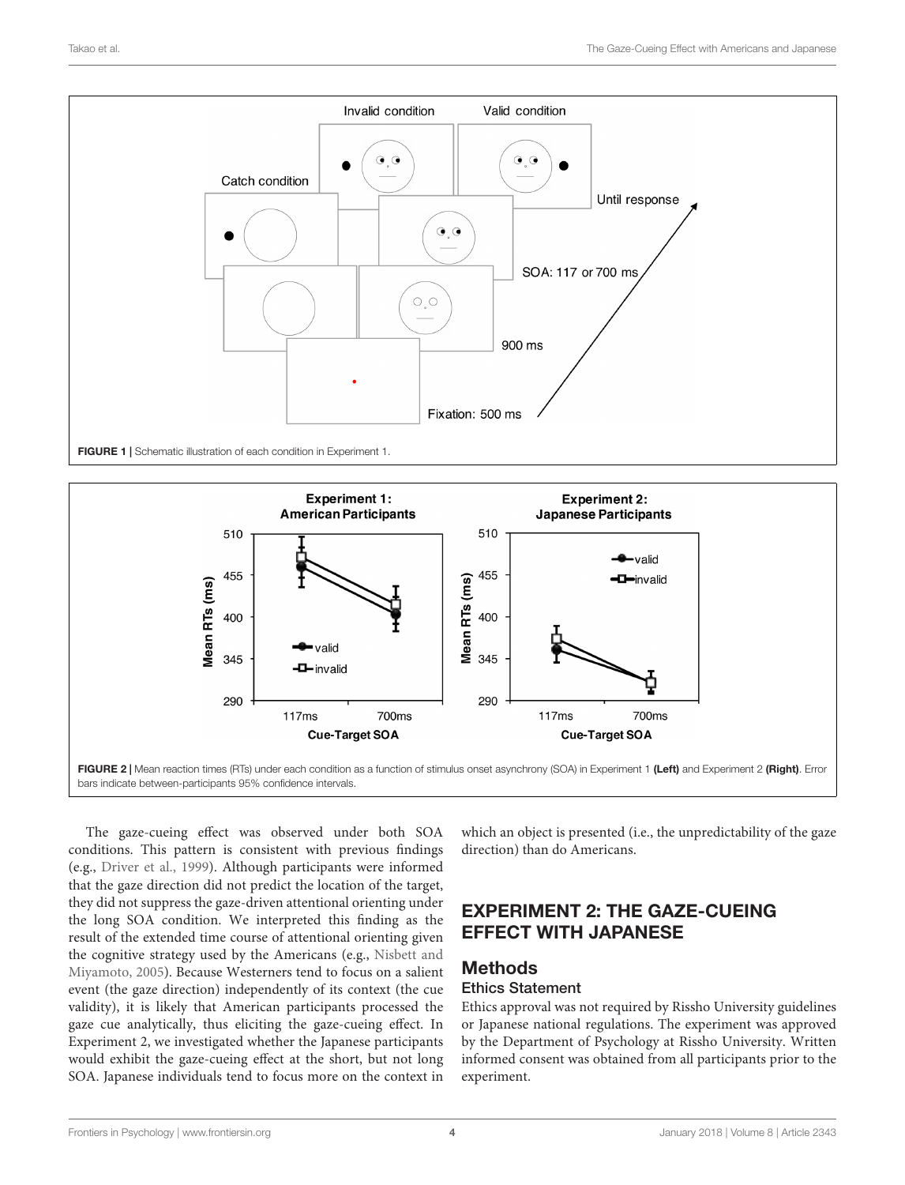FIGURE 1 | Schematic illustration of each condition in Experiment 1.

FIGURE 2 | Mean reaction times (RTs) under each condition as a function of stimulus onset asynchrony (SOA) in Experiment 1 **(Left)** and Experiment 2 **(Right)**. Error bars indicate between-participants 95% confidence intervals.

The gaze-cueing effect was observed under both SOA conditions. This pattern is consistent with previous findings (e.g., Driver et al., 1999). Although participants were informed that the gaze direction did not predict the location of the target, they did not suppress the gaze-driven attentional orienting under the long SOA condition. We interpreted this finding as the result of the extended time course of attentional orienting given the cognitive strategy used by the Americans (e.g., Nisbett and Miyamoto, 2005). Because Westerners tend to focus on a salient event (the gaze direction) independently of its context (the cue validity), it is likely that American participants processed the gaze cue analytically, thus eliciting the gaze-cueing effect. In Experiment 2, we investigated whether the Japanese participants would exhibit the gaze-cueing effect at the short, but not long SOA. Japanese individuals tend to focus more on the context in which an object is presented (i.e., the unpredictability of the gaze direction) than do Americans.

## EXPERIMENT 2: THE GAZE-CUEING EFFECT WITH JAPANESE

### Methods

#### Ethics Statement

Ethics approval was not required by Rissho University guidelines or Japanese national regulations. The experiment was approved by the Department of Psychology at Rissho University. Written informed consent was obtained from all participants prior to the experiment.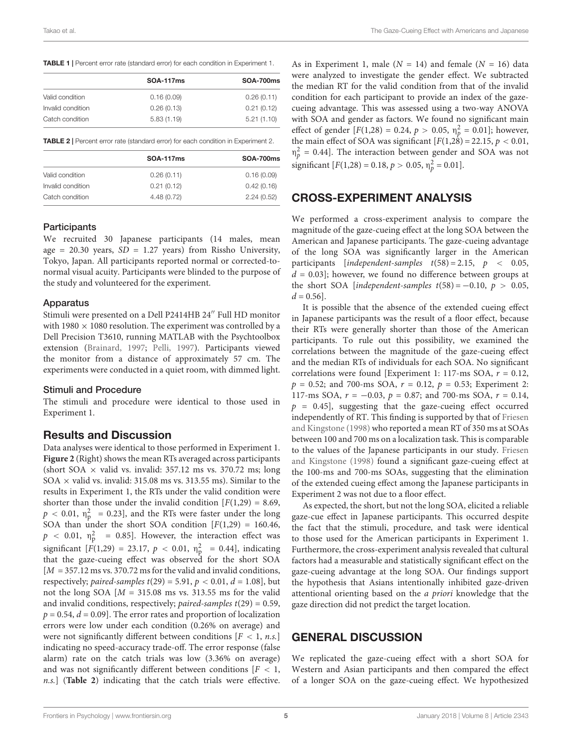**TABLE 1 |** Percent error rate (standard error) for each condition in Experiment 1.

| | SOA-117ms | SOA-700ms |
|---|---|---|
| Valid condition | 0.16 (0.09) | 0.26 (0.11) |
| Invalid condition | 0.26 (0.13) | 0.21 (0.12) |
| Catch condition | 5.83 (1.19) | 5.21 (1.10) |

**TABLE 2 |** Percent error rate (standard error) for each condition in Experiment 2.

| | SOA-117ms | SOA-700ms |
|---|---|---|
| Valid condition | 0.26 (0.11) | 0.16 (0.09) |
| Invalid condition | 0.21 (0.12) | 0.42 (0.16) |
| Catch condition | 4.48 (0.72) | 2.24 (0.52) |

### Participants

We recruited 30 Japanese participants (14 males, mean age = 20.30 years, $SD$ = 1.27 years) from Rissho University, Tokyo, Japan. All participants reported normal or corrected-to-normal visual acuity. Participants were blinded to the purpose of the study and volunteered for the experiment.

### Apparatus

Stimuli were presented on a Dell P2414HB 24″ Full HD monitor with 1980 × 1080 resolution. The experiment was controlled by a Dell Precision T3610, running MATLAB with the Psychtoolbox extension (Brainard, 1997; Pelli, 1997). Participants viewed the monitor from a distance of approximately 57 cm. The experiments were conducted in a quiet room, with dimmed light.

### Stimuli and Procedure

The stimuli and procedure were identical to those used in Experiment 1.

## Results and Discussion

Data analyses were identical to those performed in Experiment 1. **Figure 2** (Right) shows the mean RTs averaged across participants (short SOA × valid vs. invalid: 357.12 ms vs. 370.72 ms; long SOA × valid vs. invalid: 315.08 ms vs. 313.55 ms). Similar to the results in Experiment 1, the RTs under the valid condition were shorter than those under the invalid condition [$F(1,29) = 8.69$, $p < 0.01$, $\eta_p^2 = 0.23$], and the RTs were faster under the long SOA than under the short SOA condition [$F(1,29) = 160.46$, $p < 0.01$, $\eta_p^2 = 0.85$]. However, the interaction effect was significant [$F(1,29) = 23.17$, $p < 0.01$, $\eta_p^2 = 0.44$], indicating that the gaze-cueing effect was observed for the short SOA [$M$ = 357.12 ms vs. 370.72 ms for the valid and invalid conditions, respectively; *paired-samples* $t(29) = 5.91$, $p < 0.01$, $d = 1.08$], but not the long SOA [$M$ = 315.08 ms vs. 313.55 ms for the valid and invalid conditions, respectively; *paired-samples* $t(29) = 0.59$, $p = 0.54$, $d = 0.09$]. The error rates and proportion of localization errors were low under each condition (0.26% on average) and were not significantly different between conditions [$F < 1$, *n.s.*] indicating no speed-accuracy trade-off. The error response (false alarm) rate on the catch trials was low (3.36% on average) and was not significantly different between conditions [$F < 1$, *n.s.*] (**Table 2**) indicating that the catch trials were effective.

As in Experiment 1, male ($N$ = 14) and female ($N$ = 16) data were analyzed to investigate the gender effect. We subtracted the median RT for the valid condition from that of the invalid condition for each participant to provide an index of the gaze-cueing advantage. This was assessed using a two-way ANOVA with SOA and gender as factors. We found no significant main effect of gender [$F(1,28) = 0.24$, $p > 0.05$, $\eta_p^2 = 0.01$]; however, the main effect of SOA was significant [$F(1,28) = 22.15$, $p < 0.01$, $\eta_p^2 = 0.44$]. The interaction between gender and SOA was not significant [$F(1,28) = 0.18$, $p > 0.05$, $\eta_p^2 = 0.01$].

## CROSS-EXPERIMENT ANALYSIS

We performed a cross-experiment analysis to compare the magnitude of the gaze-cueing effect at the long SOA between the American and Japanese participants. The gaze-cueing advantage of the long SOA was significantly larger in the American participants [*independent-samples* $t(58) = 2.15$, $p < 0.05$, $d = 0.03$]; however, we found no difference between groups at the short SOA [*independent-samples* $t(58) = -0.10$, $p > 0.05$, $d = 0.56$].

It is possible that the absence of the extended cueing effect in Japanese participants was the result of a floor effect, because their RTs were generally shorter than those of the American participants. To rule out this possibility, we examined the correlations between the magnitude of the gaze-cueing effect and the median RTs of individuals for each SOA. No significant correlations were found [Experiment 1: 117-ms SOA, $r = 0.12$, $p = 0.52$; and 700-ms SOA, $r = 0.12$, $p = 0.53$; Experiment 2: 117-ms SOA, $r = -0.03$, $p = 0.87$; and 700-ms SOA, $r = 0.14$, $p = 0.45$], suggesting that the gaze-cueing effect occurred independently of RT. This finding is supported by that of Friesen and Kingstone (1998) who reported a mean RT of 350 ms at SOAs between 100 and 700 ms on a localization task. This is comparable to the values of the Japanese participants in our study. Friesen and Kingstone (1998) found a significant gaze-cueing effect at the 100-ms and 700-ms SOAs, suggesting that the elimination of the extended cueing effect among the Japanese participants in Experiment 2 was not due to a floor effect.

As expected, the short, but not the long SOA, elicited a reliable gaze-cue effect in Japanese participants. This occurred despite the fact that the stimuli, procedure, and task were identical to those used for the American participants in Experiment 1. Furthermore, the cross-experiment analysis revealed that cultural factors had a measurable and statistically significant effect on the gaze-cueing advantage at the long SOA. Our findings support the hypothesis that Asians intentionally inhibited gaze-driven attentional orienting based on the *a priori* knowledge that the gaze direction did not predict the target location.

## GENERAL DISCUSSION

We replicated the gaze-cueing effect with a short SOA for Western and Asian participants and then compared the effect of a longer SOA on the gaze-cueing effect. We hypothesized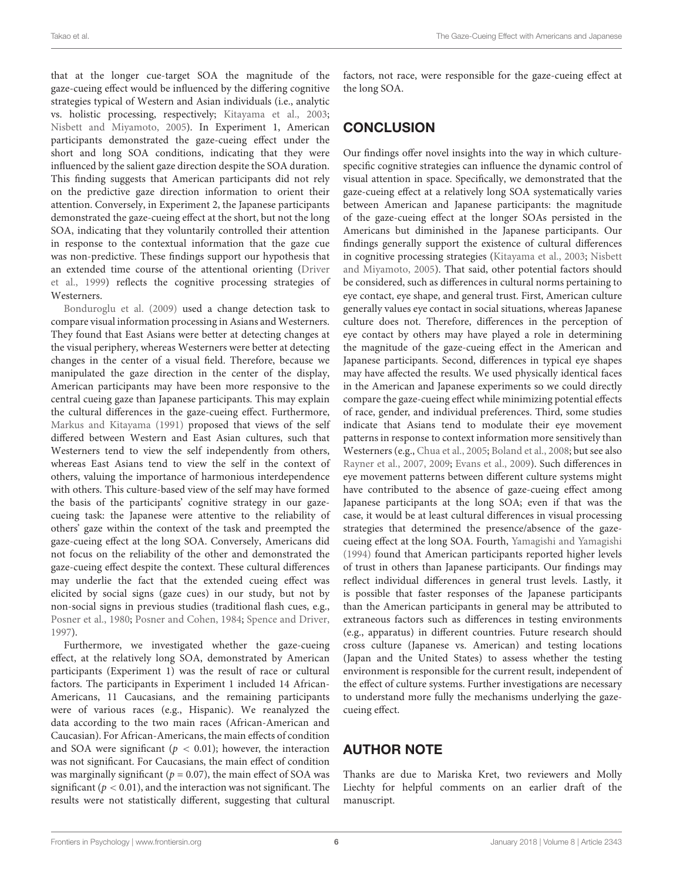that at the longer cue-target SOA the magnitude of the gaze-cueing effect would be influenced by the differing cognitive strategies typical of Western and Asian individuals (i.e., analytic vs. holistic processing, respectively; Kitayama et al., 2003; Nisbett and Miyamoto, 2005). In Experiment 1, American participants demonstrated the gaze-cueing effect under the short and long SOA conditions, indicating that they were influenced by the salient gaze direction despite the SOA duration. This finding suggests that American participants did not rely on the predictive gaze direction information to orient their attention. Conversely, in Experiment 2, the Japanese participants demonstrated the gaze-cueing effect at the short, but not the long SOA, indicating that they voluntarily controlled their attention in response to the contextual information that the gaze cue was non-predictive. These findings support our hypothesis that an extended time course of the attentional orienting (Driver et al., 1999) reflects the cognitive processing strategies of Westerners.

Bonduroglu et al. (2009) used a change detection task to compare visual information processing in Asians and Westerners. They found that East Asians were better at detecting changes at the visual periphery, whereas Westerners were better at detecting changes in the center of a visual field. Therefore, because we manipulated the gaze direction in the center of the display, American participants may have been more responsive to the central cueing gaze than Japanese participants. This may explain the cultural differences in the gaze-cueing effect. Furthermore, Markus and Kitayama (1991) proposed that views of the self differed between Western and East Asian cultures, such that Westerners tend to view the self independently from others, whereas East Asians tend to view the self in the context of others, valuing the importance of harmonious interdependence with others. This culture-based view of the self may have formed the basis of the participants' cognitive strategy in our gaze-cueing task: the Japanese were attentive to the reliability of others' gaze within the context of the task and preempted the gaze-cueing effect at the long SOA. Conversely, Americans did not focus on the reliability of the other and demonstrated the gaze-cueing effect despite the context. These cultural differences may underlie the fact that the extended cueing effect was elicited by social signs (gaze cues) in our study, but not by non-social signs in previous studies (traditional flash cues, e.g., Posner et al., 1980; Posner and Cohen, 1984; Spence and Driver, 1997).

Furthermore, we investigated whether the gaze-cueing effect, at the relatively long SOA, demonstrated by American participants (Experiment 1) was the result of race or cultural factors. The participants in Experiment 1 included 14 African-Americans, 11 Caucasians, and the remaining participants were of various races (e.g., Hispanic). We reanalyzed the data according to the two main races (African-American and Caucasian). For African-Americans, the main effects of condition and SOA were significant ($p < 0.01$); however, the interaction was not significant. For Caucasians, the main effect of condition was marginally significant ($p = 0.07$), the main effect of SOA was significant ($p < 0.01$), and the interaction was not significant. The results were not statistically different, suggesting that cultural factors, not race, were responsible for the gaze-cueing effect at the long SOA.

## CONCLUSION

Our findings offer novel insights into the way in which culture-specific cognitive strategies can influence the dynamic control of visual attention in space. Specifically, we demonstrated that the gaze-cueing effect at a relatively long SOA systematically varies between American and Japanese participants: the magnitude of the gaze-cueing effect at the longer SOAs persisted in the Americans but diminished in the Japanese participants. Our findings generally support the existence of cultural differences in cognitive processing strategies (Kitayama et al., 2003; Nisbett and Miyamoto, 2005). That said, other potential factors should be considered, such as differences in cultural norms pertaining to eye contact, eye shape, and general trust. First, American culture generally values eye contact in social situations, whereas Japanese culture does not. Therefore, differences in the perception of eye contact by others may have played a role in determining the magnitude of the gaze-cueing effect in the American and Japanese participants. Second, differences in typical eye shapes may have affected the results. We used physically identical faces in the American and Japanese experiments so we could directly compare the gaze-cueing effect while minimizing potential effects of race, gender, and individual preferences. Third, some studies indicate that Asians tend to modulate their eye movement patterns in response to context information more sensitively than Westerners (e.g., Chua et al., 2005; Boland et al., 2008; but see also Rayner et al., 2007, 2009; Evans et al., 2009). Such differences in eye movement patterns between different culture systems might have contributed to the absence of gaze-cueing effect among Japanese participants at the long SOA; even if that was the case, it would be at least cultural differences in visual processing strategies that determined the presence/absence of the gaze-cueing effect at the long SOA. Fourth, Yamagishi and Yamagishi (1994) found that American participants reported higher levels of trust in others than Japanese participants. Our findings may reflect individual differences in general trust levels. Lastly, it is possible that faster responses of the Japanese participants than the American participants in general may be attributed to extraneous factors such as differences in testing environments (e.g., apparatus) in different countries. Future research should cross culture (Japanese vs. American) and testing locations (Japan and the United States) to assess whether the testing environment is responsible for the current result, independent of the effect of culture systems. Further investigations are necessary to understand more fully the mechanisms underlying the gaze-cueing effect.

## AUTHOR NOTE

Thanks are due to Mariska Kret, two reviewers and Molly Liechty for helpful comments on an earlier draft of the manuscript.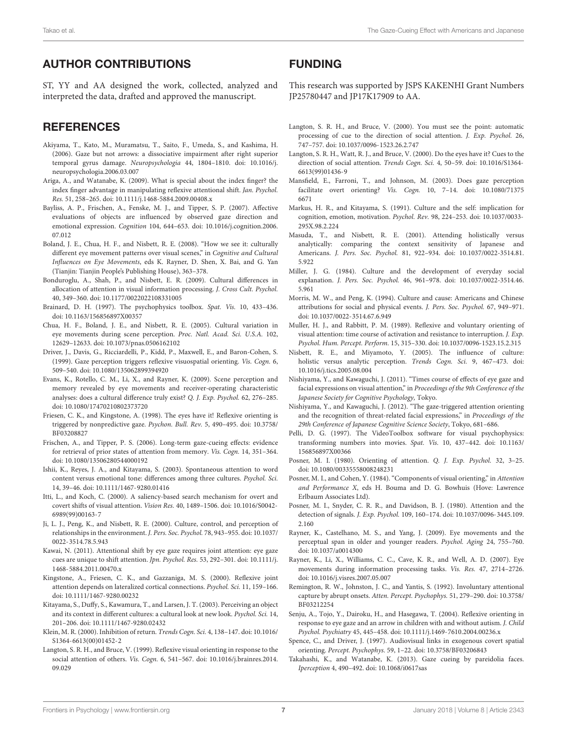## AUTHOR CONTRIBUTIONS

ST, YY and AA designed the work, collected, analyzed and interpreted the data, drafted and approved the manuscript.

## FUNDING

This research was supported by JSPS KAKENHI Grant Numbers JP25780447 and JP17K17909 to AA.

## REFERENCES

Akiyama, T., Kato, M., Muramatsu, T., Saito, F., Umeda, S., and Kashima, H. (2006). Gaze but not arrows: a dissociative impairment after right superior temporal gyrus damage. *Neuropsychologia* 44, 1804–1810. doi: 10.1016/j.neuropsychologia.2006.03.007

Ariga, A., and Watanabe, K. (2009). What is special about the index finger? the index finger advantage in manipulating reflexive attentional shift. *Jan. Psychol. Res.* 51, 258–265. doi: 10.1111/j.1468-5884.2009.00408.x

Bayliss, A. P., Frischen, A., Fenske, M. J., and Tipper, S. P. (2007). Affective evaluations of objects are influenced by observed gaze direction and emotional expression. *Cognition* 104, 644–653. doi: 10.1016/j.cognition.2006.07.012

Boland, J. E., Chua, H. F., and Nisbett, R. E. (2008). "How we see it: culturally different eye movement patterns over visual scenes," in *Cognitive and Cultural Influences on Eye Movements*, eds K. Rayner, D. Shen, X. Bai, and G. Yan (Tianjin: Tianjin People's Publishing House), 363–378.

Bonduroglu, A., Shah, P., and Nisbett, E. R. (2009). Cultural differences in allocation of attention in visual information processing. *J. Cross Cult. Psychol.* 40, 349–360. doi: 10.1177/0022022108331005

Brainard, D. H. (1997). The psychophysics toolbox. *Spat. Vis.* 10, 433–436. doi: 10.1163/156856897X00357

Chua, H. F., Boland, J. E., and Nisbett, R. E. (2005). Cultural variation in eye movements during scene perception. *Proc. Natl. Acad. Sci. U.S.A.* 102, 12629–12633. doi: 10.1073/pnas.0506162102

Driver, J., Davis, G., Ricciardelli, P., Kidd, P., Maxwell, E., and Baron-Cohen, S. (1999). Gaze perception triggers reflexive visuospatial orienting. *Vis. Cogn.* 6, 509–540. doi: 10.1080/135062899394920

Evans, K., Rotello, C. M., Li, X., and Rayner, K. (2009). Scene perception and memory revealed by eye movements and receiver-operating characteristic analyses: does a cultural difference truly exist? *Q. J. Exp. Psychol.* 62, 276–285. doi: 10.1080/17470210802373720

Friesen, C. K., and Kingstone, A. (1998). The eyes have it! Reflexive orienting is triggered by nonpredictive gaze. *Psychon. Bull. Rev.* 5, 490–495. doi: 10.3758/BF03208827

Frischen, A., and Tipper, P. S. (2006). Long-term gaze-cueing effects: evidence for retrieval of prior states of attention from memory. *Vis. Cogn.* 14, 351–364. doi: 10.1080/13506280544000192

Ishii, K., Reyes, J. A., and Kitayama, S. (2003). Spontaneous attention to word content versus emotional tone: differences among three cultures. *Psychol. Sci.* 14, 39–46. doi: 10.1111/1467-9280.01416

Itti, L., and Koch, C. (2000). A saliency-based search mechanism for overt and covert shifts of visual attention. *Vision Res.* 40, 1489–1506. doi: 10.1016/S0042-6989(99)00163-7

Ji, L. J., Peng, K., and Nisbett, R. E. (2000). Culture, control, and perception of relationships in the environment. *J. Pers. Soc. Psychol.* 78, 943–955. doi: 10.1037/0022-3514.78.5.943

Kawai, N. (2011). Attentional shift by eye gaze requires joint attention: eye gaze cues are unique to shift attention. *Jpn. Psychol. Res.* 53, 292–301. doi: 10.1111/j.1468-5884.2011.00470.x

Kingstone, A., Friesen, C. K., and Gazzaniga, M. S. (2000). Reflexive joint attention depends on lateralized cortical connections. *Psychol. Sci.* 11, 159–166. doi: 10.1111/1467-9280.00232

Kitayama, S., Duffy, S., Kawamura, T., and Larsen, J. T. (2003). Perceiving an object and its context in different cultures: a cultural look at new look. *Psychol. Sci.* 14, 201–206. doi: 10.1111/1467-9280.02432

Klein, M. R. (2000). Inhibition of return. *Trends Cogn. Sci.* 4, 138–147. doi: 10.1016/S1364-6613(00)01452-2

Langton, S. R. H., and Bruce, V. (1999). Reflexive visual orienting in response to the social attention of others. *Vis. Cogn.* 6, 541–567. doi: 10.1016/j.brainres.2014.09.029

Langton, S. R. H., and Bruce, V. (2000). You must see the point: automatic processing of cue to the direction of social attention. *J. Exp. Psychol.* 26, 747–757. doi: 10.1037/0096-1523.26.2.747

Langton, S. R. H., Watt, R. J., and Bruce, V. (2000). Do the eyes have it? Cues to the direction of social attention. *Trends Cogn. Sci.* 4, 50–59. doi: 10.1016/S1364-6613(99)01436-9

Mansfield, E., Farroni, T., and Johnson, M. (2003). Does gaze perception facilitate overt orienting? *Vis. Cogn.* 10, 7–14. doi: 10.1080/713756671

Markus, H. R., and Kitayama, S. (1991). Culture and the self: implication for cognition, emotion, motivation. *Psychol. Rev.* 98, 224–253. doi: 10.1037/0033-295X.98.2.224

Masuda, T., and Nisbett, R. E. (2001). Attending holistically versus analytically: comparing the context sensitivity of Japanese and Americans. *J. Pers. Soc. Psychol.* 81, 922–934. doi: 10.1037/0022-3514.81.5.922

Miller, J. G. (1984). Culture and the development of everyday social explanation. *J. Pers. Soc. Psychol.* 46, 961–978. doi: 10.1037/0022-3514.46.5.961

Morris, M. W., and Peng, K. (1994). Culture and cause: Americans and Chinese attributions for social and physical events. *J. Pers. Soc. Psychol.* 67, 949–971. doi: 10.1037/0022-3514.67.6.949

Muller, H. J., and Rabbitt, P. M. (1989). Reflexive and voluntary orienting of visual attention: time course of activation and resistance to interruption. *J. Exp. Psychol. Hum. Percept. Perform.* 15, 315–330. doi: 10.1037/0096-1523.15.2.315

Nisbett, R. E., and Miyamoto, Y. (2005). The influence of culture: holistic versus analytic perception. *Trends Cogn. Sci.* 9, 467–473. doi: 10.1016/j.tics.2005.08.004

Nishiyama, Y., and Kawaguchi, J. (2011). "Times course of effects of eye gaze and facial expressions on visual attention," in *Proceedings of the 9th Conference of the Japanese Society for Cognitive Psychology*, Tokyo.

Nishiyama, Y., and Kawaguchi, J. (2012). "The gaze-triggered attention orienting and the recognition of threat-related facial expressions," in *Proceedings of the 29th Conference of Japanese Cognitive Science Society*, Tokyo, 681–686.

Pelli, D. G. (1997). The VideoToolbox software for visual psychophysics: transforming numbers into movies. *Spat. Vis.* 10, 437–442. doi: 10.1163/156856897X00366

Posner, M. I. (1980). Orienting of attention. *Q. J. Exp. Psychol.* 32, 3–25. doi: 10.1080/00335558008248231

Posner, M. I., and Cohen, Y. (1984). "Components of visual orienting," in *Attention and Performance X*, eds H. Bouma and D. G. Bowhuis (Hove: Lawrence Erlbaum Associates Ltd).

Posner, M. I., Snyder, C. R. R., and Davidson, B. J. (1980). Attention and the detection of signals. *J. Exp. Psychol.* 109, 160–174. doi: 10.1037/0096-3445.109.2.160

Rayner, K., Castelhano, M. S., and Yang, J. (2009). Eye movements and the perceptual span in older and younger readers. *Psychol. Aging* 24, 755–760. doi: 10.1037/a0014300

Rayner, K., Li, X., Williams, C. C., Cave, K. R., and Well, A. D. (2007). Eye movements during information processing tasks. *Vis. Res.* 47, 2714–2726. doi: 10.1016/j.visres.2007.05.007

Remington, R. W., Johnston, J. C., and Yantis, S. (1992). Involuntary attentional capture by abrupt onsets. *Atten. Percept. Psychophys.* 51, 279–290. doi: 10.3758/BF03212254

Senju, A., Tojo, Y., Dairoku, H., and Hasegawa, T. (2004). Reflexive orienting in response to eye gaze and an arrow in children with and without autism. *J. Child Psychol. Psychiatry* 45, 445–458. doi: 10.1111/j.1469-7610.2004.00236.x

Spence, C., and Driver, J. (1997). Audiovisual links in exogenous covert spatial orienting. *Percept. Psychophys.* 59, 1–22. doi: 10.3758/BF03206843

Takahashi, K., and Watanabe, K. (2013). Gaze cueing by pareidolia faces. *Iperception* 4, 490–492. doi: 10.1068/i0617sas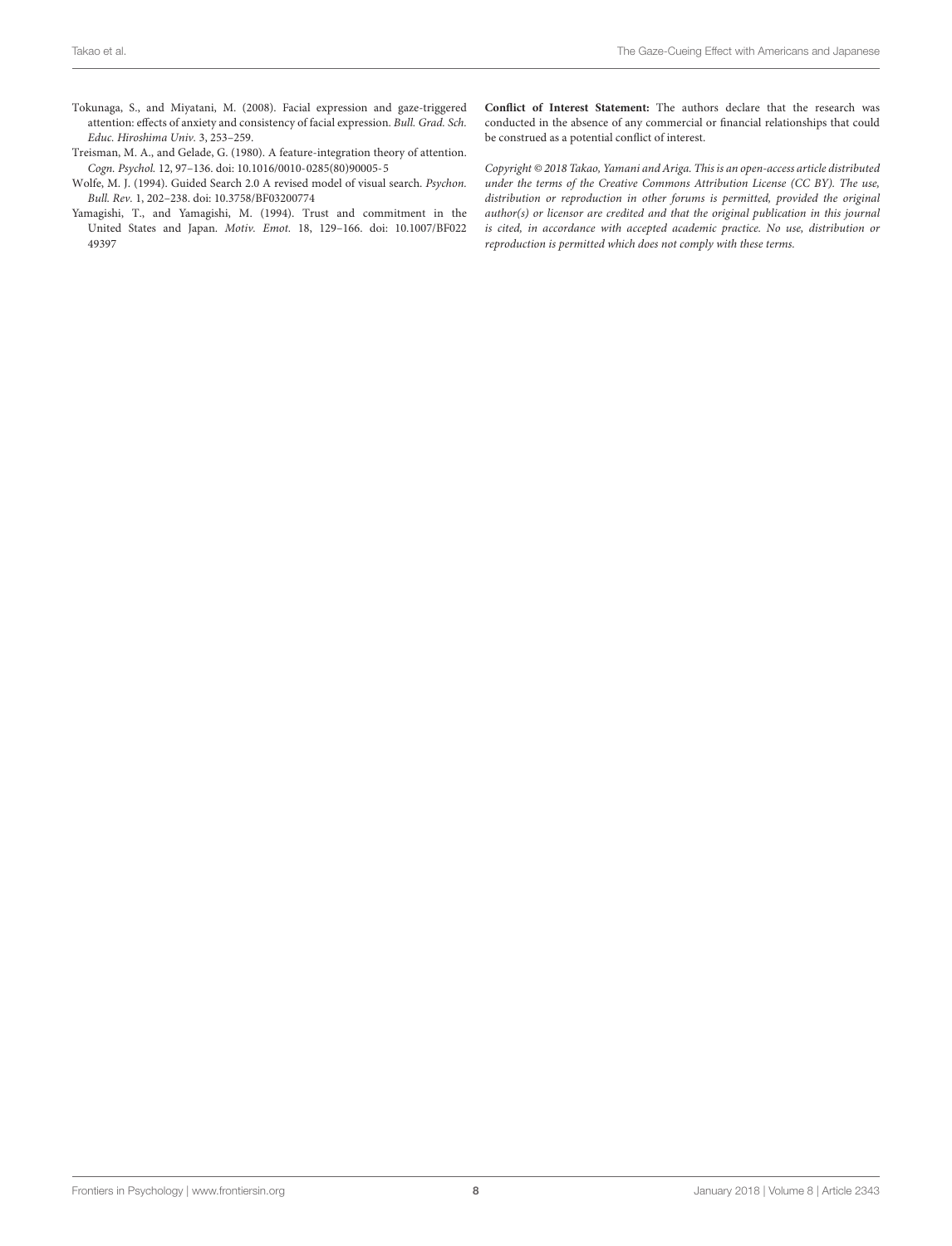Tokunaga, S., and Miyatani, M. (2008). Facial expression and gaze-triggered attention: effects of anxiety and consistency of facial expression. *Bull. Grad. Sch. Educ. Hiroshima Univ.* 3, 253–259.

Treisman, M. A., and Gelade, G. (1980). A feature-integration theory of attention. *Cogn. Psychol.* 12, 97–136. doi: 10.1016/0010-0285(80)90005-5

Wolfe, M. J. (1994). Guided Search 2.0 A revised model of visual search. *Psychon. Bull. Rev.* 1, 202–238. doi: 10.3758/BF03200774

Yamagishi, T., and Yamagishi, M. (1994). Trust and commitment in the United States and Japan. *Motiv. Emot.* 18, 129–166. doi: 10.1007/BF02249397

**Conflict of Interest Statement:** The authors declare that the research was conducted in the absence of any commercial or financial relationships that could be construed as a potential conflict of interest.

*Copyright © 2018 Takao, Yamani and Ariga. This is an open-access article distributed under the terms of the Creative Commons Attribution License (CC BY). The use, distribution or reproduction in other forums is permitted, provided the original author(s) or licensor are credited and that the original publication in this journal is cited, in accordance with accepted academic practice. No use, distribution or reproduction is permitted which does not comply with these terms.*